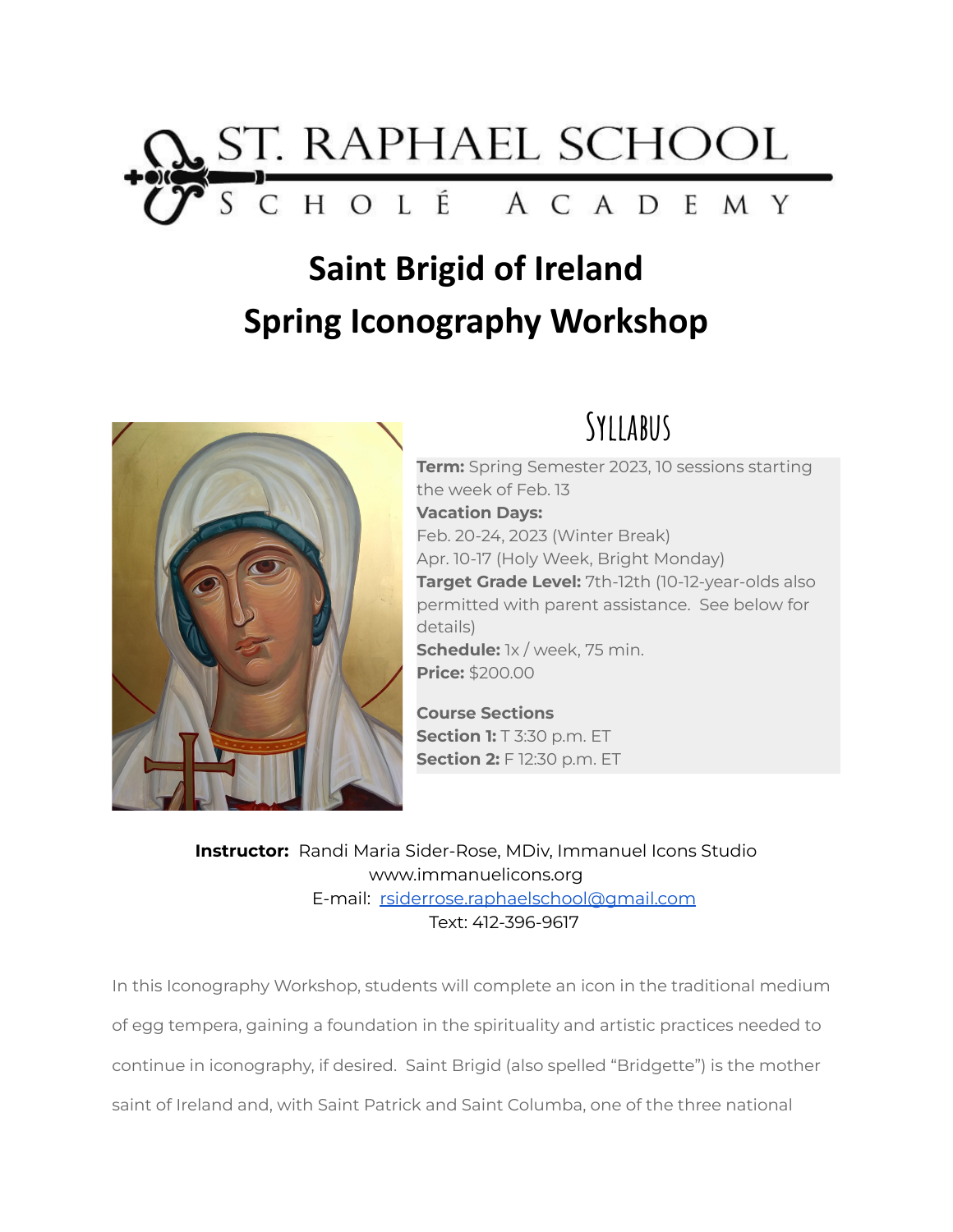ST. RAPHAEL SCHOOL

SCHOLÉ ACADEMY

# Saint Brigid of Ireland
# Spring Iconography Workshop

## Syllabus

**Term:** Spring Semester 2023, 10 sessions starting the week of Feb. 13
**Vacation Days:**
Feb. 20-24, 2023 (Winter Break)
Apr. 10-17 (Holy Week, Bright Monday)
**Target Grade Level:** 7th-12th (10-12-year-olds also permitted with parent assistance. See below for details)
**Schedule:** 1x / week, 75 min.
**Price:** $200.00

**Course Sections**
**Section 1:** T 3:30 p.m. ET
**Section 2:** F 12:30 p.m. ET

**Instructor:** Randi Maria Sider-Rose, MDiv, Immanuel Icons Studio
www.immanuelicons.org
E-mail: rsiderrose.raphaelschool@gmail.com
Text: 412-396-9617

In this Iconography Workshop, students will complete an icon in the traditional medium of egg tempera, gaining a foundation in the spirituality and artistic practices needed to continue in iconography, if desired. Saint Brigid (also spelled "Bridgette") is the mother saint of Ireland and, with Saint Patrick and Saint Columba, one of the three national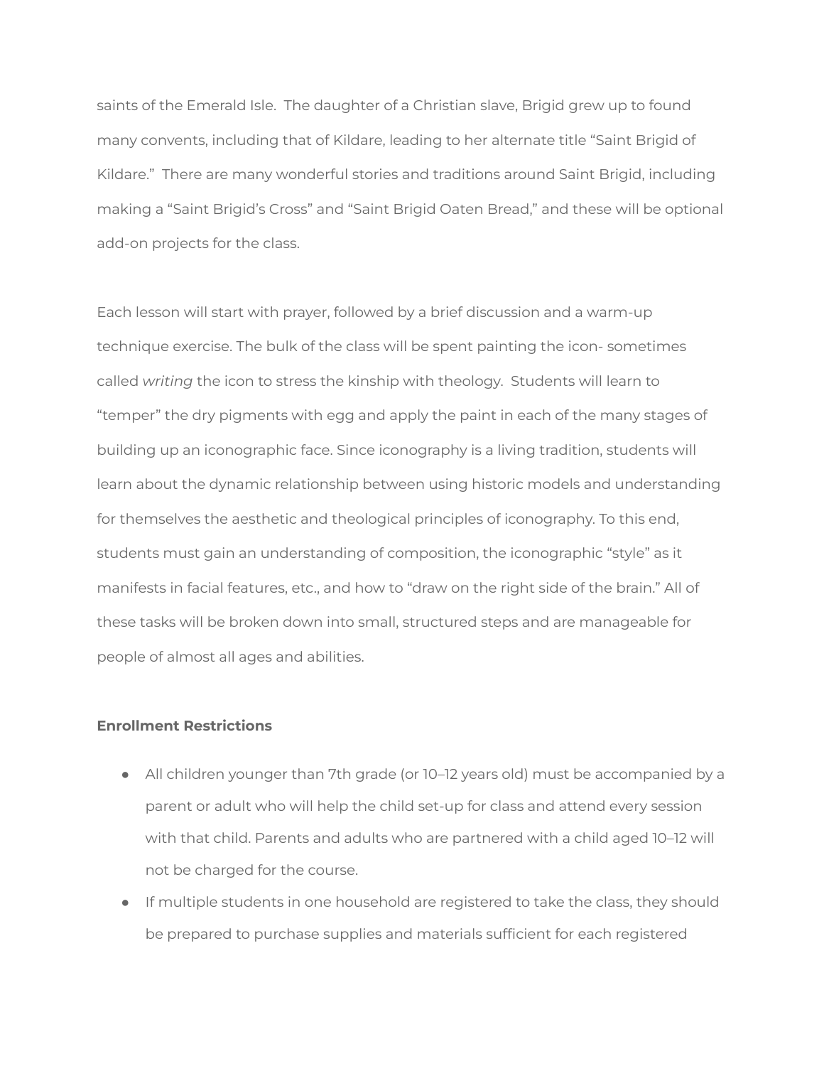saints of the Emerald Isle. The daughter of a Christian slave, Brigid grew up to found many convents, including that of Kildare, leading to her alternate title "Saint Brigid of Kildare." There are many wonderful stories and traditions around Saint Brigid, including making a "Saint Brigid's Cross" and "Saint Brigid Oaten Bread," and these will be optional add-on projects for the class.

Each lesson will start with prayer, followed by a brief discussion and a warm-up technique exercise. The bulk of the class will be spent painting the icon- sometimes called *writing* the icon to stress the kinship with theology. Students will learn to "temper" the dry pigments with egg and apply the paint in each of the many stages of building up an iconographic face. Since iconography is a living tradition, students will learn about the dynamic relationship between using historic models and understanding for themselves the aesthetic and theological principles of iconography. To this end, students must gain an understanding of composition, the iconographic "style" as it manifests in facial features, etc., and how to "draw on the right side of the brain." All of these tasks will be broken down into small, structured steps and are manageable for people of almost all ages and abilities.

**Enrollment Restrictions**

- All children younger than 7th grade (or 10–12 years old) must be accompanied by a parent or adult who will help the child set-up for class and attend every session with that child. Parents and adults who are partnered with a child aged 10–12 will not be charged for the course.
- If multiple students in one household are registered to take the class, they should be prepared to purchase supplies and materials sufficient for each registered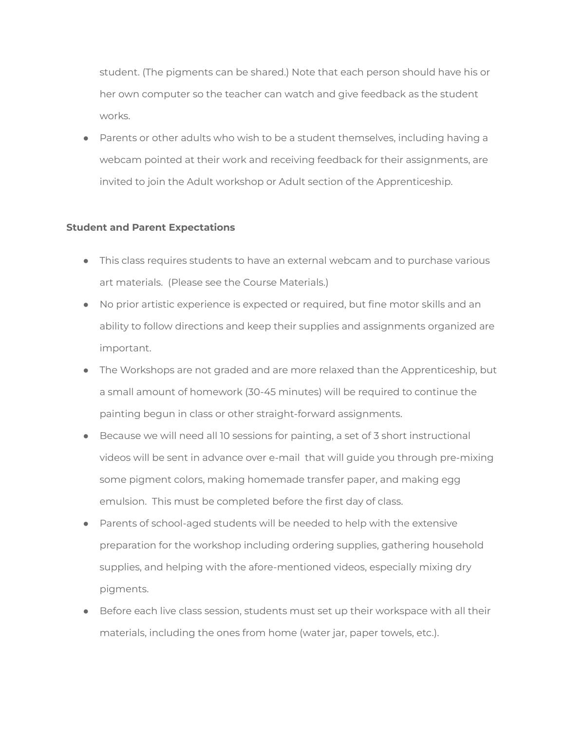student. (The pigments can be shared.) Note that each person should have his or her own computer so the teacher can watch and give feedback as the student works.

- Parents or other adults who wish to be a student themselves, including having a webcam pointed at their work and receiving feedback for their assignments, are invited to join the Adult workshop or Adult section of the Apprenticeship.

**Student and Parent Expectations**

- This class requires students to have an external webcam and to purchase various art materials. (Please see the Course Materials.)
- No prior artistic experience is expected or required, but fine motor skills and an ability to follow directions and keep their supplies and assignments organized are important.
- The Workshops are not graded and are more relaxed than the Apprenticeship, but a small amount of homework (30-45 minutes) will be required to continue the painting begun in class or other straight-forward assignments.
- Because we will need all 10 sessions for painting, a set of 3 short instructional videos will be sent in advance over e-mail that will guide you through pre-mixing some pigment colors, making homemade transfer paper, and making egg emulsion. This must be completed before the first day of class.
- Parents of school-aged students will be needed to help with the extensive preparation for the workshop including ordering supplies, gathering household supplies, and helping with the afore-mentioned videos, especially mixing dry pigments.
- Before each live class session, students must set up their workspace with all their materials, including the ones from home (water jar, paper towels, etc.).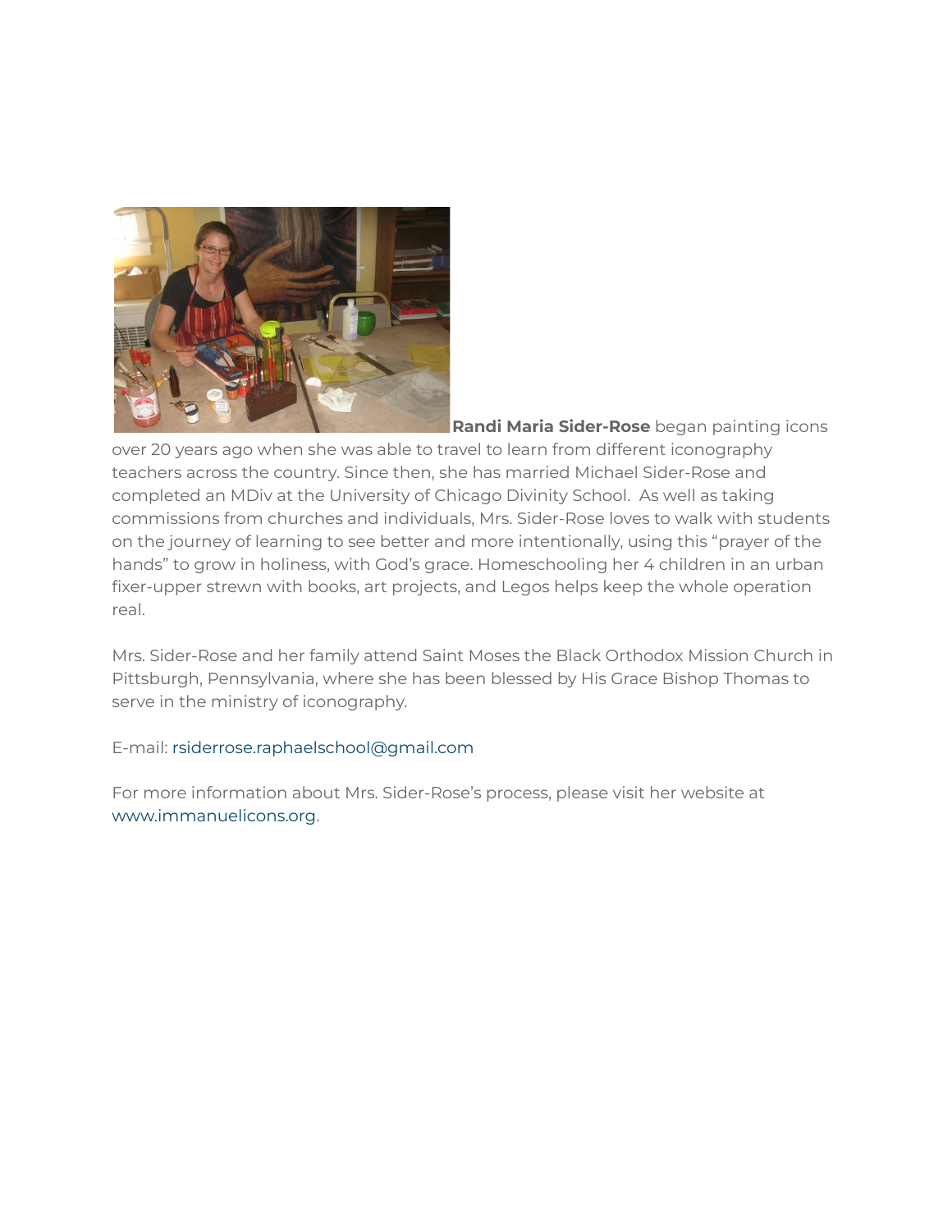**Randi Maria Sider-Rose** began painting icons over 20 years ago when she was able to travel to learn from different iconography teachers across the country. Since then, she has married Michael Sider-Rose and completed an MDiv at the University of Chicago Divinity School. As well as taking commissions from churches and individuals, Mrs. Sider-Rose loves to walk with students on the journey of learning to see better and more intentionally, using this "prayer of the hands" to grow in holiness, with God's grace. Homeschooling her 4 children in an urban fixer-upper strewn with books, art projects, and Legos helps keep the whole operation real.

Mrs. Sider-Rose and her family attend Saint Moses the Black Orthodox Mission Church in Pittsburgh, Pennsylvania, where she has been blessed by His Grace Bishop Thomas to serve in the ministry of iconography.

E-mail: rsiderrose.raphaelschool@gmail.com

For more information about Mrs. Sider-Rose's process, please visit her website at www.immanuelicons.org.